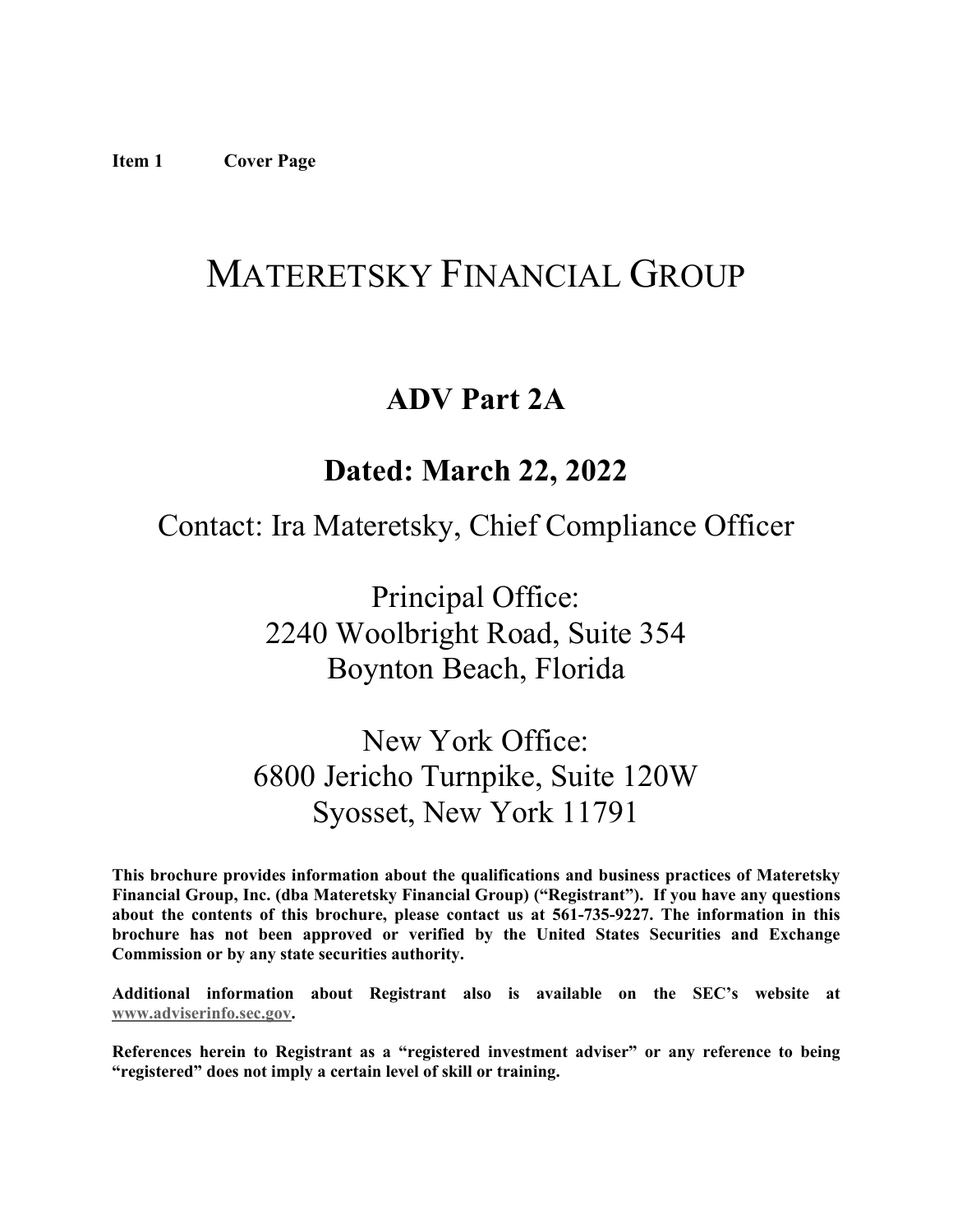**Item 1 Cover Page**

# MATERETSKY FINANCIAL GROUP

## ADV Part 2A

## Dated: March 22, 2022

Contact: Ira Materetsky, Chief Compliance Officer

Principal Office:
2240 Woolbright Road, Suite 354
Boynton Beach, Florida

New York Office:
6800 Jericho Turnpike, Suite 120W
Syosset, New York 11791

**This brochure provides information about the qualifications and business practices of Materetsky Financial Group, Inc. (dba Materetsky Financial Group) ("Registrant"). If you have any questions about the contents of this brochure, please contact us at 561-735-9227. The information in this brochure has not been approved or verified by the United States Securities and Exchange Commission or by any state securities authority.**

**Additional information about Registrant also is available on the SEC's website at www.adviserinfo.sec.gov.**

**References herein to Registrant as a "registered investment adviser" or any reference to being "registered" does not imply a certain level of skill or training.**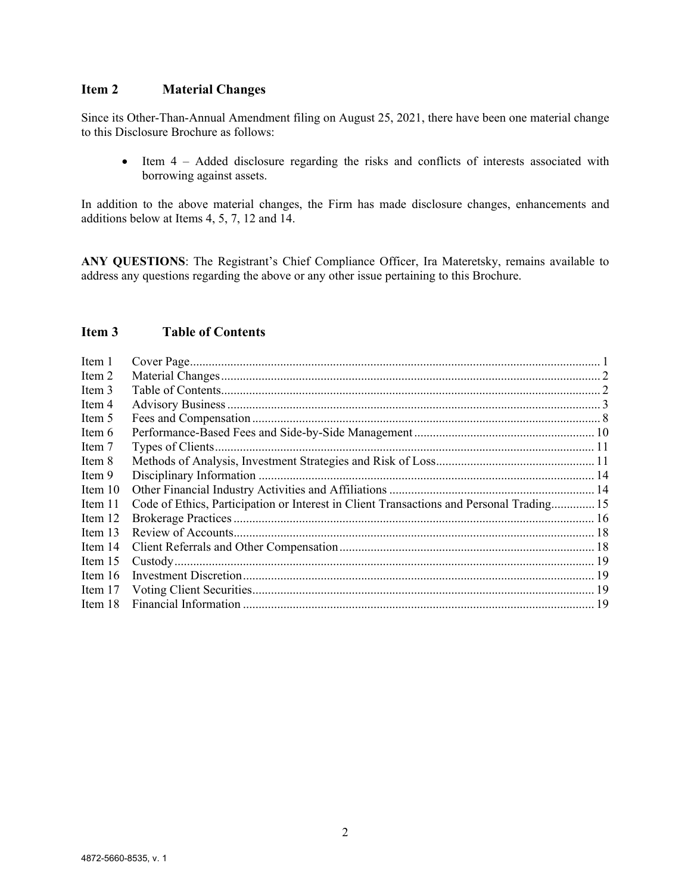## Item 2 Material Changes

Since its Other-Than-Annual Amendment filing on August 25, 2021, there have been one material change to this Disclosure Brochure as follows:

- Item 4 – Added disclosure regarding the risks and conflicts of interests associated with borrowing against assets.

In addition to the above material changes, the Firm has made disclosure changes, enhancements and additions below at Items 4, 5, 7, 12 and 14.

**ANY QUESTIONS**: The Registrant's Chief Compliance Officer, Ira Materetsky, remains available to address any questions regarding the above or any other issue pertaining to this Brochure.

## Item 3 Table of Contents

| | | |
|---|---|---|
| Item 1 | Cover Page | 1 |
| Item 2 | Material Changes | 2 |
| Item 3 | Table of Contents | 2 |
| Item 4 | Advisory Business | 3 |
| Item 5 | Fees and Compensation | 8 |
| Item 6 | Performance-Based Fees and Side-by-Side Management | 10 |
| Item 7 | Types of Clients | 11 |
| Item 8 | Methods of Analysis, Investment Strategies and Risk of Loss | 11 |
| Item 9 | Disciplinary Information | 14 |
| Item 10 | Other Financial Industry Activities and Affiliations | 14 |
| Item 11 | Code of Ethics, Participation or Interest in Client Transactions and Personal Trading | 15 |
| Item 12 | Brokerage Practices | 16 |
| Item 13 | Review of Accounts | 18 |
| Item 14 | Client Referrals and Other Compensation | 18 |
| Item 15 | Custody | 19 |
| Item 16 | Investment Discretion | 19 |
| Item 17 | Voting Client Securities | 19 |
| Item 18 | Financial Information | 19 |

4872-5660-8535, v. 1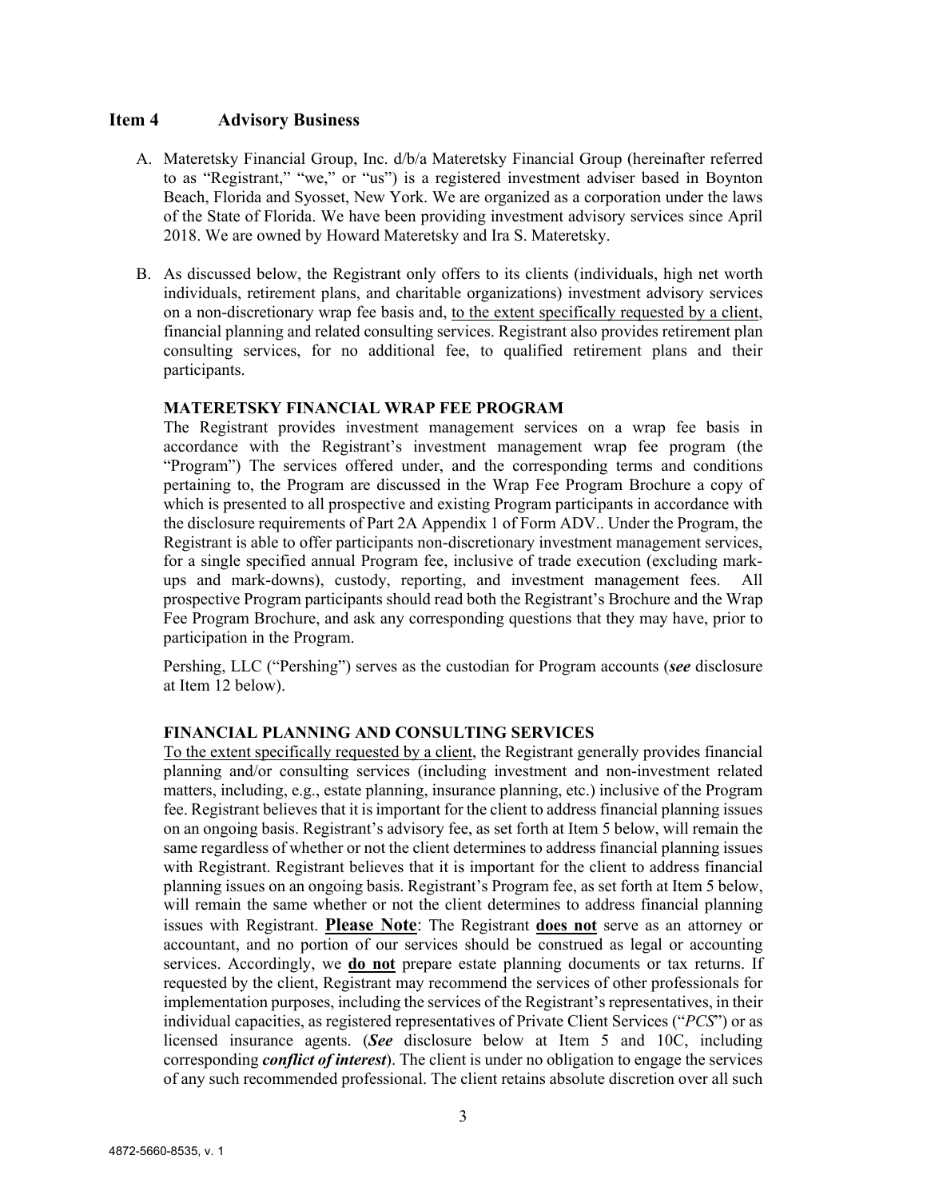## Item 4 Advisory Business

A. Materetsky Financial Group, Inc. d/b/a Materetsky Financial Group (hereinafter referred to as "Registrant," "we," or "us") is a registered investment adviser based in Boynton Beach, Florida and Syosset, New York. We are organized as a corporation under the laws of the State of Florida. We have been providing investment advisory services since April 2018. We are owned by Howard Materetsky and Ira S. Materetsky.

B. As discussed below, the Registrant only offers to its clients (individuals, high net worth individuals, retirement plans, and charitable organizations) investment advisory services on a non-discretionary wrap fee basis and, <u>to the extent specifically requested by a client</u>, financial planning and related consulting services. Registrant also provides retirement plan consulting services, for no additional fee, to qualified retirement plans and their participants.

**MATERETSKY FINANCIAL WRAP FEE PROGRAM**

The Registrant provides investment management services on a wrap fee basis in accordance with the Registrant's investment management wrap fee program (the "Program") The services offered under, and the corresponding terms and conditions pertaining to, the Program are discussed in the Wrap Fee Program Brochure a copy of which is presented to all prospective and existing Program participants in accordance with the disclosure requirements of Part 2A Appendix 1 of Form ADV.. Under the Program, the Registrant is able to offer participants non-discretionary investment management services, for a single specified annual Program fee, inclusive of trade execution (excluding mark-ups and mark-downs), custody, reporting, and investment management fees. All prospective Program participants should read both the Registrant's Brochure and the Wrap Fee Program Brochure, and ask any corresponding questions that they may have, prior to participation in the Program.

Pershing, LLC ("Pershing") serves as the custodian for Program accounts (***see*** disclosure at Item 12 below).

**FINANCIAL PLANNING AND CONSULTING SERVICES**

<u>To the extent specifically requested by a client</u>, the Registrant generally provides financial planning and/or consulting services (including investment and non-investment related matters, including, e.g., estate planning, insurance planning, etc.) inclusive of the Program fee. Registrant believes that it is important for the client to address financial planning issues on an ongoing basis. Registrant's advisory fee, as set forth at Item 5 below, will remain the same regardless of whether or not the client determines to address financial planning issues with Registrant. Registrant believes that it is important for the client to address financial planning issues on an ongoing basis. Registrant's Program fee, as set forth at Item 5 below, will remain the same whether or not the client determines to address financial planning issues with Registrant. **<u>Please Note</u>**: The Registrant **<u>does not</u>** serve as an attorney or accountant, and no portion of our services should be construed as legal or accounting services. Accordingly, we **<u>do not</u>** prepare estate planning documents or tax returns. If requested by the client, Registrant may recommend the services of other professionals for implementation purposes, including the services of the Registrant's representatives, in their individual capacities, as registered representatives of Private Client Services ("*PCS*") or as licensed insurance agents. (***See*** disclosure below at Item 5 and 10C, including corresponding ***conflict of interest***). The client is under no obligation to engage the services of any such recommended professional. The client retains absolute discretion over all such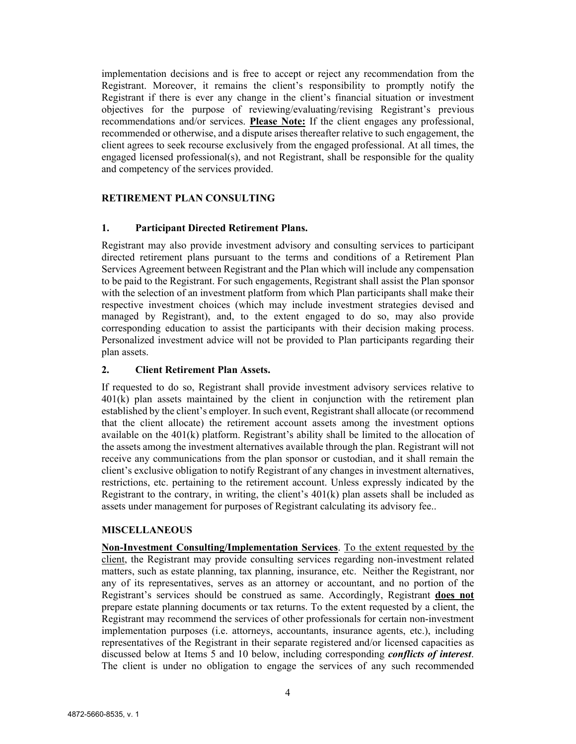implementation decisions and is free to accept or reject any recommendation from the Registrant. Moreover, it remains the client's responsibility to promptly notify the Registrant if there is ever any change in the client's financial situation or investment objectives for the purpose of reviewing/evaluating/revising Registrant's previous recommendations and/or services. **Please Note:** If the client engages any professional, recommended or otherwise, and a dispute arises thereafter relative to such engagement, the client agrees to seek recourse exclusively from the engaged professional. At all times, the engaged licensed professional(s), and not Registrant, shall be responsible for the quality and competency of the services provided.

## RETIREMENT PLAN CONSULTING

### 1. Participant Directed Retirement Plans.

Registrant may also provide investment advisory and consulting services to participant directed retirement plans pursuant to the terms and conditions of a Retirement Plan Services Agreement between Registrant and the Plan which will include any compensation to be paid to the Registrant. For such engagements, Registrant shall assist the Plan sponsor with the selection of an investment platform from which Plan participants shall make their respective investment choices (which may include investment strategies devised and managed by Registrant), and, to the extent engaged to do so, may also provide corresponding education to assist the participants with their decision making process. Personalized investment advice will not be provided to Plan participants regarding their plan assets.

### 2. Client Retirement Plan Assets.

If requested to do so, Registrant shall provide investment advisory services relative to 401(k) plan assets maintained by the client in conjunction with the retirement plan established by the client's employer. In such event, Registrant shall allocate (or recommend that the client allocate) the retirement account assets among the investment options available on the 401(k) platform. Registrant's ability shall be limited to the allocation of the assets among the investment alternatives available through the plan. Registrant will not receive any communications from the plan sponsor or custodian, and it shall remain the client's exclusive obligation to notify Registrant of any changes in investment alternatives, restrictions, etc. pertaining to the retirement account. Unless expressly indicated by the Registrant to the contrary, in writing, the client's 401(k) plan assets shall be included as assets under management for purposes of Registrant calculating its advisory fee..

## MISCELLANEOUS

**Non-Investment Consulting/Implementation Services**. To the extent requested by the client, the Registrant may provide consulting services regarding non-investment related matters, such as estate planning, tax planning, insurance, etc. Neither the Registrant, nor any of its representatives, serves as an attorney or accountant, and no portion of the Registrant's services should be construed as same. Accordingly, Registrant **does not** prepare estate planning documents or tax returns. To the extent requested by a client, the Registrant may recommend the services of other professionals for certain non-investment implementation purposes (i.e. attorneys, accountants, insurance agents, etc.), including representatives of the Registrant in their separate registered and/or licensed capacities as discussed below at Items 5 and 10 below, including corresponding ***conflicts of interest***. The client is under no obligation to engage the services of any such recommended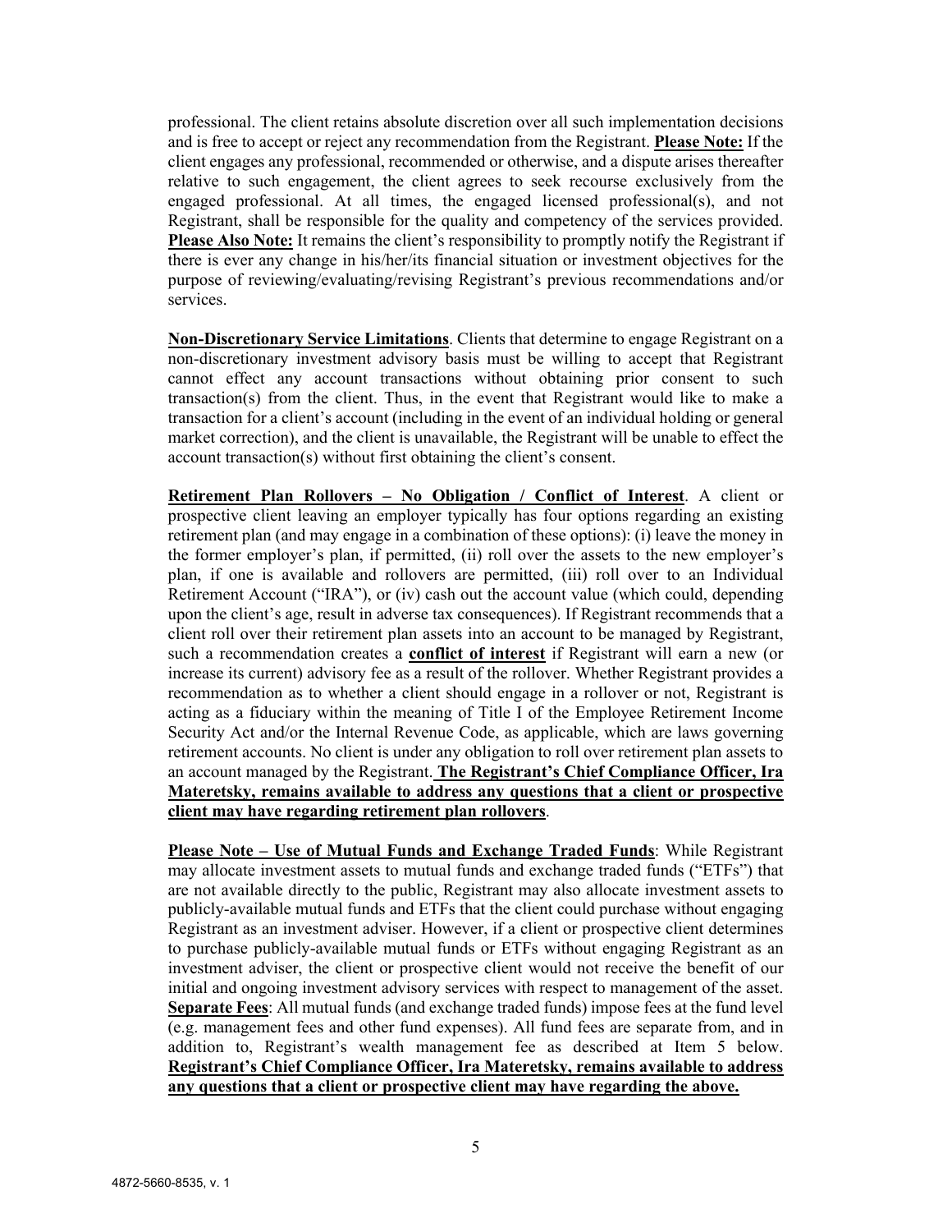professional. The client retains absolute discretion over all such implementation decisions and is free to accept or reject any recommendation from the Registrant. **Please Note:** If the client engages any professional, recommended or otherwise, and a dispute arises thereafter relative to such engagement, the client agrees to seek recourse exclusively from the engaged professional. At all times, the engaged licensed professional(s), and not Registrant, shall be responsible for the quality and competency of the services provided. **Please Also Note:** It remains the client's responsibility to promptly notify the Registrant if there is ever any change in his/her/its financial situation or investment objectives for the purpose of reviewing/evaluating/revising Registrant's previous recommendations and/or services.

**Non-Discretionary Service Limitations**. Clients that determine to engage Registrant on a non-discretionary investment advisory basis must be willing to accept that Registrant cannot effect any account transactions without obtaining prior consent to such transaction(s) from the client. Thus, in the event that Registrant would like to make a transaction for a client's account (including in the event of an individual holding or general market correction), and the client is unavailable, the Registrant will be unable to effect the account transaction(s) without first obtaining the client's consent.

**Retirement Plan Rollovers – No Obligation / Conflict of Interest**. A client or prospective client leaving an employer typically has four options regarding an existing retirement plan (and may engage in a combination of these options): (i) leave the money in the former employer's plan, if permitted, (ii) roll over the assets to the new employer's plan, if one is available and rollovers are permitted, (iii) roll over to an Individual Retirement Account ("IRA"), or (iv) cash out the account value (which could, depending upon the client's age, result in adverse tax consequences). If Registrant recommends that a client roll over their retirement plan assets into an account to be managed by Registrant, such a recommendation creates a **conflict of interest** if Registrant will earn a new (or increase its current) advisory fee as a result of the rollover. Whether Registrant provides a recommendation as to whether a client should engage in a rollover or not, Registrant is acting as a fiduciary within the meaning of Title I of the Employee Retirement Income Security Act and/or the Internal Revenue Code, as applicable, which are laws governing retirement accounts. No client is under any obligation to roll over retirement plan assets to an account managed by the Registrant. **The Registrant's Chief Compliance Officer, Ira Materetsky, remains available to address any questions that a client or prospective client may have regarding retirement plan rollovers**.

**Please Note – Use of Mutual Funds and Exchange Traded Funds**: While Registrant may allocate investment assets to mutual funds and exchange traded funds ("ETFs") that are not available directly to the public, Registrant may also allocate investment assets to publicly-available mutual funds and ETFs that the client could purchase without engaging Registrant as an investment adviser. However, if a client or prospective client determines to purchase publicly-available mutual funds or ETFs without engaging Registrant as an investment adviser, the client or prospective client would not receive the benefit of our initial and ongoing investment advisory services with respect to management of the asset. **Separate Fees**: All mutual funds (and exchange traded funds) impose fees at the fund level (e.g. management fees and other fund expenses). All fund fees are separate from, and in addition to, Registrant's wealth management fee as described at Item 5 below. **Registrant's Chief Compliance Officer, Ira Materetsky, remains available to address any questions that a client or prospective client may have regarding the above.**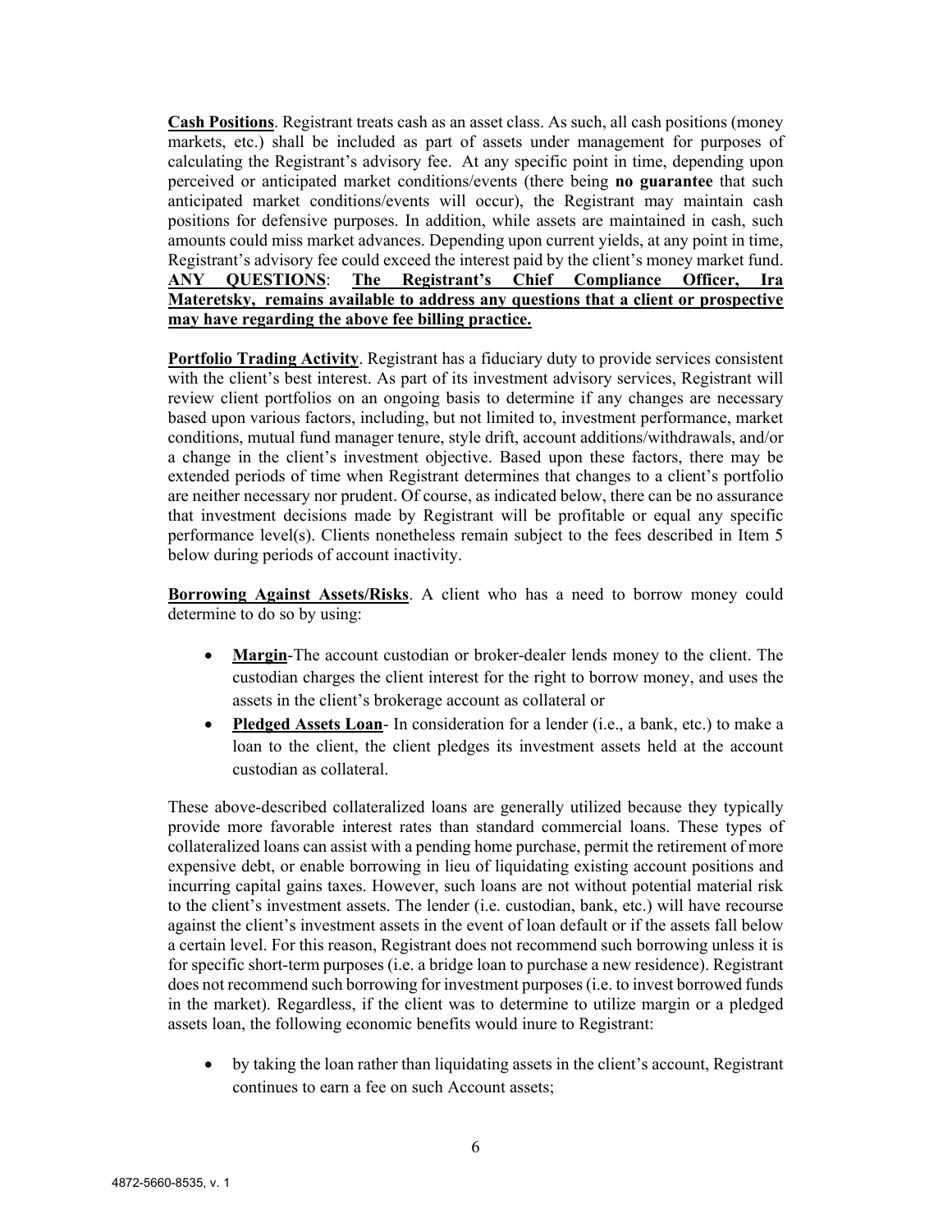**Cash Positions**. Registrant treats cash as an asset class. As such, all cash positions (money markets, etc.) shall be included as part of assets under management for purposes of calculating the Registrant's advisory fee. At any specific point in time, depending upon perceived or anticipated market conditions/events (there being **no guarantee** that such anticipated market conditions/events will occur), the Registrant may maintain cash positions for defensive purposes. In addition, while assets are maintained in cash, such amounts could miss market advances. Depending upon current yields, at any point in time, Registrant's advisory fee could exceed the interest paid by the client's money market fund. **ANY QUESTIONS**: **The Registrant's Chief Compliance Officer, Ira Materetsky, remains available to address any questions that a client or prospective may have regarding the above fee billing practice.**

**Portfolio Trading Activity**. Registrant has a fiduciary duty to provide services consistent with the client's best interest. As part of its investment advisory services, Registrant will review client portfolios on an ongoing basis to determine if any changes are necessary based upon various factors, including, but not limited to, investment performance, market conditions, mutual fund manager tenure, style drift, account additions/withdrawals, and/or a change in the client's investment objective. Based upon these factors, there may be extended periods of time when Registrant determines that changes to a client's portfolio are neither necessary nor prudent. Of course, as indicated below, there can be no assurance that investment decisions made by Registrant will be profitable or equal any specific performance level(s). Clients nonetheless remain subject to the fees described in Item 5 below during periods of account inactivity.

**Borrowing Against Assets/Risks**. A client who has a need to borrow money could determine to do so by using:

- **Margin**-The account custodian or broker-dealer lends money to the client. The custodian charges the client interest for the right to borrow money, and uses the assets in the client's brokerage account as collateral or
- **Pledged Assets Loan**- In consideration for a lender (i.e., a bank, etc.) to make a loan to the client, the client pledges its investment assets held at the account custodian as collateral.

These above-described collateralized loans are generally utilized because they typically provide more favorable interest rates than standard commercial loans. These types of collateralized loans can assist with a pending home purchase, permit the retirement of more expensive debt, or enable borrowing in lieu of liquidating existing account positions and incurring capital gains taxes. However, such loans are not without potential material risk to the client's investment assets. The lender (i.e. custodian, bank, etc.) will have recourse against the client's investment assets in the event of loan default or if the assets fall below a certain level. For this reason, Registrant does not recommend such borrowing unless it is for specific short-term purposes (i.e. a bridge loan to purchase a new residence). Registrant does not recommend such borrowing for investment purposes (i.e. to invest borrowed funds in the market). Regardless, if the client was to determine to utilize margin or a pledged assets loan, the following economic benefits would inure to Registrant:

- by taking the loan rather than liquidating assets in the client's account, Registrant continues to earn a fee on such Account assets;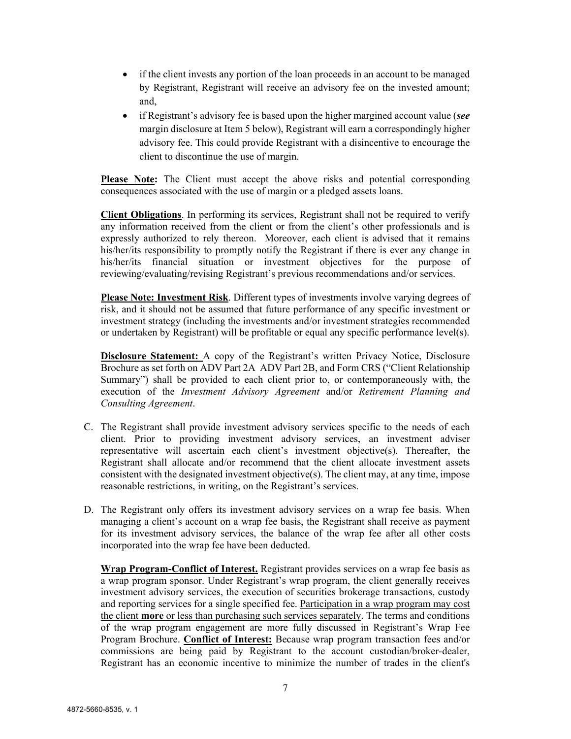- if the client invests any portion of the loan proceeds in an account to be managed by Registrant, Registrant will receive an advisory fee on the invested amount; and,
- if Registrant's advisory fee is based upon the higher margined account value (***see*** margin disclosure at Item 5 below), Registrant will earn a correspondingly higher advisory fee. This could provide Registrant with a disincentive to encourage the client to discontinue the use of margin.

**Please Note:** The Client must accept the above risks and potential corresponding consequences associated with the use of margin or a pledged assets loans.

**Client Obligations**. In performing its services, Registrant shall not be required to verify any information received from the client or from the client's other professionals and is expressly authorized to rely thereon. Moreover, each client is advised that it remains his/her/its responsibility to promptly notify the Registrant if there is ever any change in his/her/its financial situation or investment objectives for the purpose of reviewing/evaluating/revising Registrant's previous recommendations and/or services.

**Please Note: Investment Risk**. Different types of investments involve varying degrees of risk, and it should not be assumed that future performance of any specific investment or investment strategy (including the investments and/or investment strategies recommended or undertaken by Registrant) will be profitable or equal any specific performance level(s).

**Disclosure Statement:** A copy of the Registrant's written Privacy Notice, Disclosure Brochure as set forth on ADV Part 2A ADV Part 2B, and Form CRS ("Client Relationship Summary") shall be provided to each client prior to, or contemporaneously with, the execution of the *Investment Advisory Agreement* and/or *Retirement Planning and Consulting Agreement*.

C. The Registrant shall provide investment advisory services specific to the needs of each client. Prior to providing investment advisory services, an investment adviser representative will ascertain each client's investment objective(s). Thereafter, the Registrant shall allocate and/or recommend that the client allocate investment assets consistent with the designated investment objective(s). The client may, at any time, impose reasonable restrictions, in writing, on the Registrant's services.

D. The Registrant only offers its investment advisory services on a wrap fee basis. When managing a client's account on a wrap fee basis, the Registrant shall receive as payment for its investment advisory services, the balance of the wrap fee after all other costs incorporated into the wrap fee have been deducted.

**Wrap Program-Conflict of Interest.** Registrant provides services on a wrap fee basis as a wrap program sponsor. Under Registrant's wrap program, the client generally receives investment advisory services, the execution of securities brokerage transactions, custody and reporting services for a single specified fee. Participation in a wrap program may cost the client **more** or less than purchasing such services separately. The terms and conditions of the wrap program engagement are more fully discussed in Registrant's Wrap Fee Program Brochure. **Conflict of Interest:** Because wrap program transaction fees and/or commissions are being paid by Registrant to the account custodian/broker-dealer, Registrant has an economic incentive to minimize the number of trades in the client's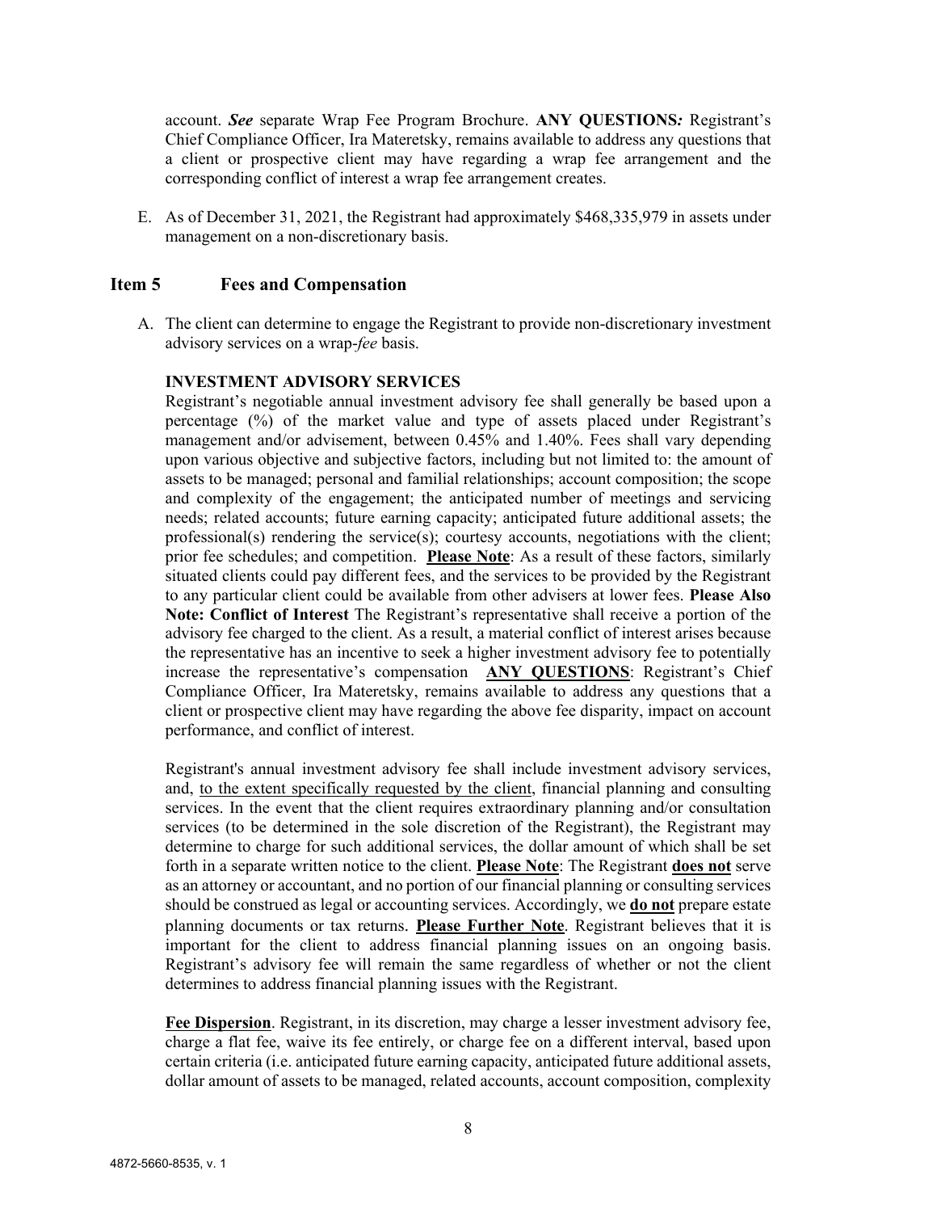account. ***See*** separate Wrap Fee Program Brochure. **ANY QUESTIONS*:*** Registrant's Chief Compliance Officer, Ira Materetsky, remains available to address any questions that a client or prospective client may have regarding a wrap fee arrangement and the corresponding conflict of interest a wrap fee arrangement creates.

E. As of December 31, 2021, the Registrant had approximately $468,335,979 in assets under management on a non-discretionary basis.

## Item 5 Fees and Compensation

A. The client can determine to engage the Registrant to provide non-discretionary investment advisory services on a wrap-*fee* basis.

**INVESTMENT ADVISORY SERVICES**

Registrant's negotiable annual investment advisory fee shall generally be based upon a percentage (%) of the market value and type of assets placed under Registrant's management and/or advisement, between 0.45% and 1.40%. Fees shall vary depending upon various objective and subjective factors, including but not limited to: the amount of assets to be managed; personal and familial relationships; account composition; the scope and complexity of the engagement; the anticipated number of meetings and servicing needs; related accounts; future earning capacity; anticipated future additional assets; the professional(s) rendering the service(s); courtesy accounts, negotiations with the client; prior fee schedules; and competition. **<u>Please Note</u>**: As a result of these factors, similarly situated clients could pay different fees, and the services to be provided by the Registrant to any particular client could be available from other advisers at lower fees. **Please Also Note: Conflict of Interest** The Registrant's representative shall receive a portion of the advisory fee charged to the client. As a result, a material conflict of interest arises because the representative has an incentive to seek a higher investment advisory fee to potentially increase the representative's compensation **<u>ANY QUESTIONS</u>**: Registrant's Chief Compliance Officer, Ira Materetsky, remains available to address any questions that a client or prospective client may have regarding the above fee disparity, impact on account performance, and conflict of interest.

Registrant's annual investment advisory fee shall include investment advisory services, and, <u>to the extent specifically requested by the client</u>, financial planning and consulting services. In the event that the client requires extraordinary planning and/or consultation services (to be determined in the sole discretion of the Registrant), the Registrant may determine to charge for such additional services, the dollar amount of which shall be set forth in a separate written notice to the client. **<u>Please Note</u>**: The Registrant **<u>does not</u>** serve as an attorney or accountant, and no portion of our financial planning or consulting services should be construed as legal or accounting services. Accordingly, we **<u>do not</u>** prepare estate planning documents or tax returns. **<u>Please Further Note</u>**. Registrant believes that it is important for the client to address financial planning issues on an ongoing basis. Registrant's advisory fee will remain the same regardless of whether or not the client determines to address financial planning issues with the Registrant.

**<u>Fee Dispersion</u>**. Registrant, in its discretion, may charge a lesser investment advisory fee, charge a flat fee, waive its fee entirely, or charge fee on a different interval, based upon certain criteria (i.e. anticipated future earning capacity, anticipated future additional assets, dollar amount of assets to be managed, related accounts, account composition, complexity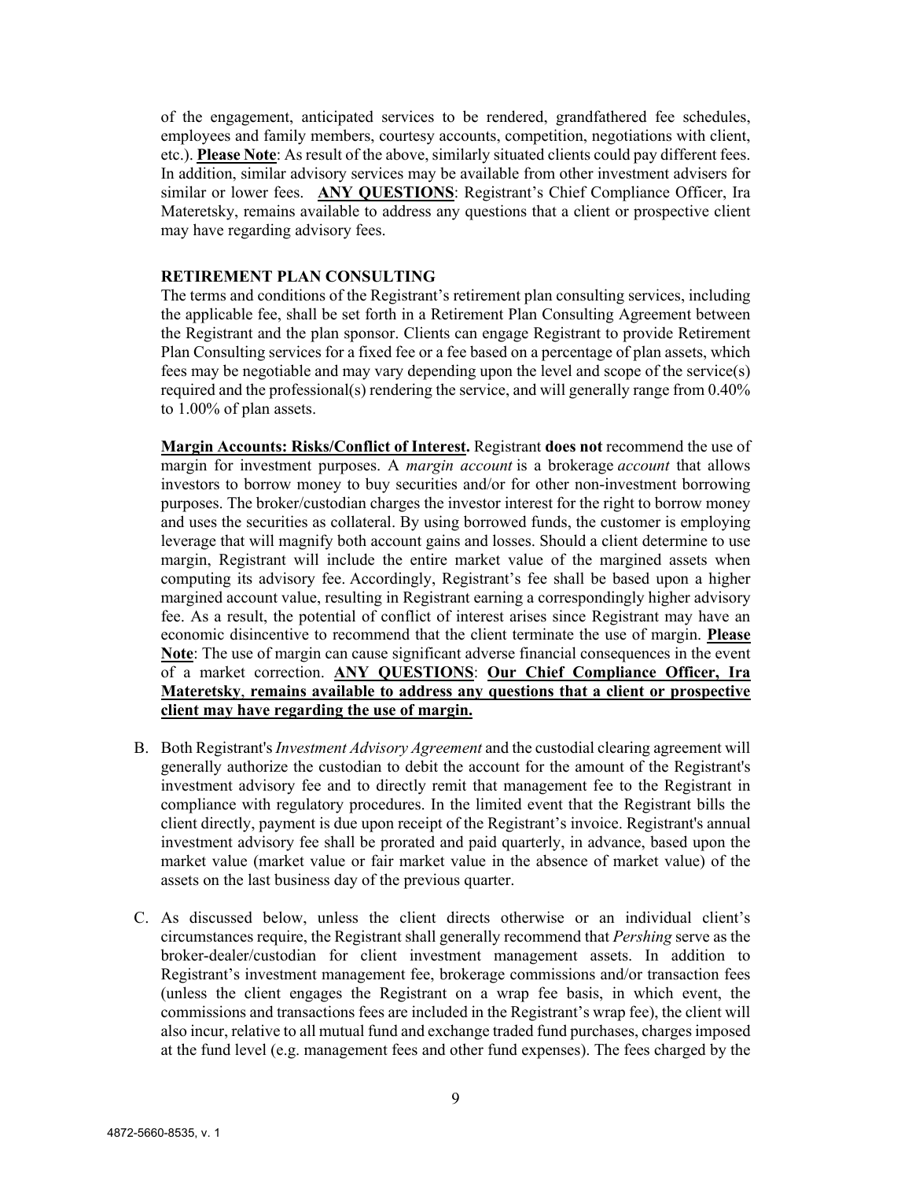of the engagement, anticipated services to be rendered, grandfathered fee schedules, employees and family members, courtesy accounts, competition, negotiations with client, etc.). **Please Note**: As result of the above, similarly situated clients could pay different fees. In addition, similar advisory services may be available from other investment advisers for similar or lower fees. **ANY QUESTIONS**: Registrant's Chief Compliance Officer, Ira Materetsky, remains available to address any questions that a client or prospective client may have regarding advisory fees.

**RETIREMENT PLAN CONSULTING**

The terms and conditions of the Registrant's retirement plan consulting services, including the applicable fee, shall be set forth in a Retirement Plan Consulting Agreement between the Registrant and the plan sponsor. Clients can engage Registrant to provide Retirement Plan Consulting services for a fixed fee or a fee based on a percentage of plan assets, which fees may be negotiable and may vary depending upon the level and scope of the service(s) required and the professional(s) rendering the service, and will generally range from 0.40% to 1.00% of plan assets.

**Margin Accounts: Risks/Conflict of Interest.** Registrant **does not** recommend the use of margin for investment purposes. A *margin account* is a brokerage *account* that allows investors to borrow money to buy securities and/or for other non-investment borrowing purposes. The broker/custodian charges the investor interest for the right to borrow money and uses the securities as collateral. By using borrowed funds, the customer is employing leverage that will magnify both account gains and losses. Should a client determine to use margin, Registrant will include the entire market value of the margined assets when computing its advisory fee. Accordingly, Registrant's fee shall be based upon a higher margined account value, resulting in Registrant earning a correspondingly higher advisory fee. As a result, the potential of conflict of interest arises since Registrant may have an economic disincentive to recommend that the client terminate the use of margin. **Please Note**: The use of margin can cause significant adverse financial consequences in the event of a market correction. **ANY QUESTIONS**: **Our Chief Compliance Officer, Ira Materetsky, remains available to address any questions that a client or prospective client may have regarding the use of margin.**

B. Both Registrant's *Investment Advisory Agreement* and the custodial clearing agreement will generally authorize the custodian to debit the account for the amount of the Registrant's investment advisory fee and to directly remit that management fee to the Registrant in compliance with regulatory procedures. In the limited event that the Registrant bills the client directly, payment is due upon receipt of the Registrant's invoice. Registrant's annual investment advisory fee shall be prorated and paid quarterly, in advance, based upon the market value (market value or fair market value in the absence of market value) of the assets on the last business day of the previous quarter.

C. As discussed below, unless the client directs otherwise or an individual client's circumstances require, the Registrant shall generally recommend that *Pershing* serve as the broker-dealer/custodian for client investment management assets. In addition to Registrant's investment management fee, brokerage commissions and/or transaction fees (unless the client engages the Registrant on a wrap fee basis, in which event, the commissions and transactions fees are included in the Registrant's wrap fee), the client will also incur, relative to all mutual fund and exchange traded fund purchases, charges imposed at the fund level (e.g. management fees and other fund expenses). The fees charged by the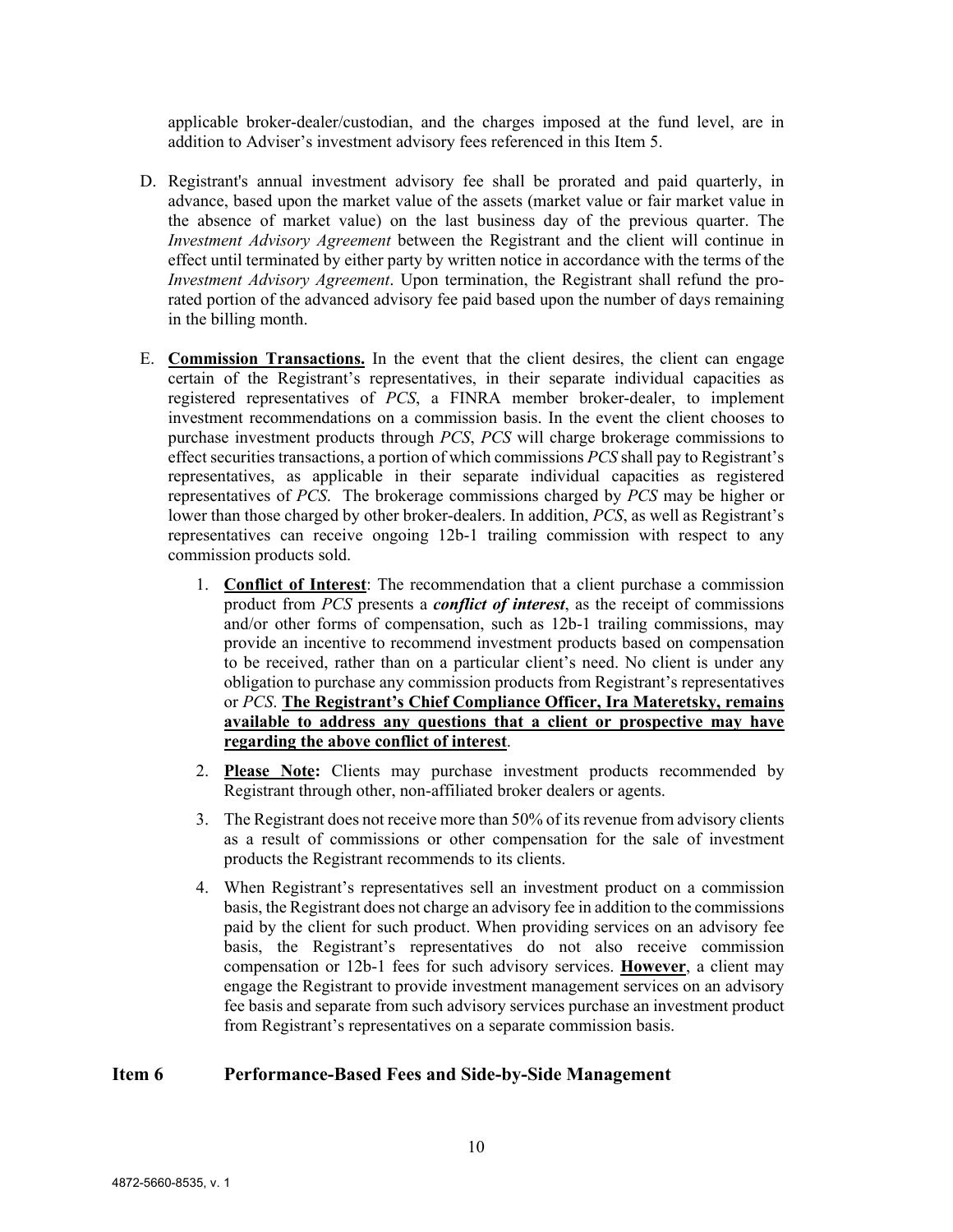applicable broker-dealer/custodian, and the charges imposed at the fund level, are in addition to Adviser's investment advisory fees referenced in this Item 5.

D. Registrant's annual investment advisory fee shall be prorated and paid quarterly, in advance, based upon the market value of the assets (market value or fair market value in the absence of market value) on the last business day of the previous quarter. The *Investment Advisory Agreement* between the Registrant and the client will continue in effect until terminated by either party by written notice in accordance with the terms of the *Investment Advisory Agreement*. Upon termination, the Registrant shall refund the prorated portion of the advanced advisory fee paid based upon the number of days remaining in the billing month.

E. **Commission Transactions.** In the event that the client desires, the client can engage certain of the Registrant's representatives, in their separate individual capacities as registered representatives of *PCS*, a FINRA member broker-dealer, to implement investment recommendations on a commission basis. In the event the client chooses to purchase investment products through *PCS*, *PCS* will charge brokerage commissions to effect securities transactions, a portion of which commissions *PCS* shall pay to Registrant's representatives, as applicable in their separate individual capacities as registered representatives of *PCS*. The brokerage commissions charged by *PCS* may be higher or lower than those charged by other broker-dealers. In addition, *PCS*, as well as Registrant's representatives can receive ongoing 12b-1 trailing commission with respect to any commission products sold.

   1. **Conflict of Interest**: The recommendation that a client purchase a commission product from *PCS* presents a ***conflict of interest***, as the receipt of commissions and/or other forms of compensation, such as 12b-1 trailing commissions, may provide an incentive to recommend investment products based on compensation to be received, rather than on a particular client's need. No client is under any obligation to purchase any commission products from Registrant's representatives or *PCS*. **The Registrant's Chief Compliance Officer, Ira Materetsky, remains available to address any questions that a client or prospective may have regarding the above conflict of interest**.

   2. **Please Note:** Clients may purchase investment products recommended by Registrant through other, non-affiliated broker dealers or agents.

   3. The Registrant does not receive more than 50% of its revenue from advisory clients as a result of commissions or other compensation for the sale of investment products the Registrant recommends to its clients.

   4. When Registrant's representatives sell an investment product on a commission basis, the Registrant does not charge an advisory fee in addition to the commissions paid by the client for such product. When providing services on an advisory fee basis, the Registrant's representatives do not also receive commission compensation or 12b-1 fees for such advisory services. **However**, a client may engage the Registrant to provide investment management services on an advisory fee basis and separate from such advisory services purchase an investment product from Registrant's representatives on a separate commission basis.

## Item 6 Performance-Based Fees and Side-by-Side Management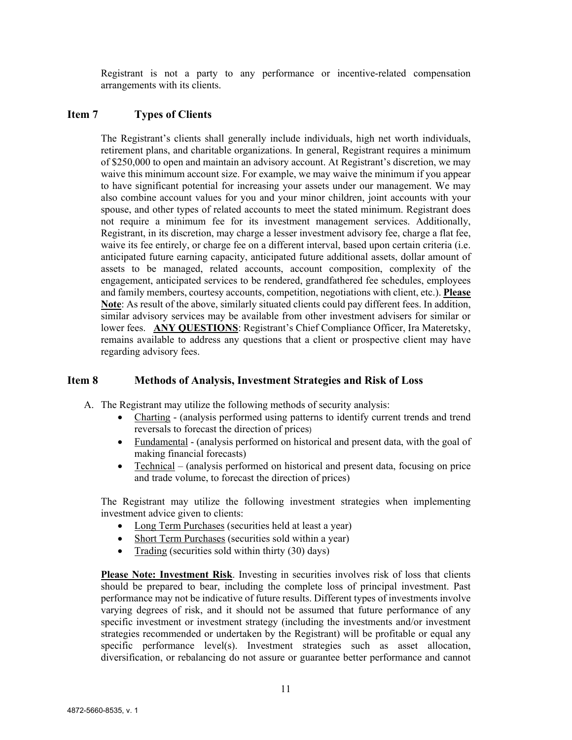Registrant is not a party to any performance or incentive-related compensation arrangements with its clients.

## Item 7 Types of Clients

The Registrant's clients shall generally include individuals, high net worth individuals, retirement plans, and charitable organizations. In general, Registrant requires a minimum of $250,000 to open and maintain an advisory account. At Registrant's discretion, we may waive this minimum account size. For example, we may waive the minimum if you appear to have significant potential for increasing your assets under our management. We may also combine account values for you and your minor children, joint accounts with your spouse, and other types of related accounts to meet the stated minimum. Registrant does not require a minimum fee for its investment management services. Additionally, Registrant, in its discretion, may charge a lesser investment advisory fee, charge a flat fee, waive its fee entirely, or charge fee on a different interval, based upon certain criteria (i.e. anticipated future earning capacity, anticipated future additional assets, dollar amount of assets to be managed, related accounts, account composition, complexity of the engagement, anticipated services to be rendered, grandfathered fee schedules, employees and family members, courtesy accounts, competition, negotiations with client, etc.). **Please Note**: As result of the above, similarly situated clients could pay different fees. In addition, similar advisory services may be available from other investment advisers for similar or lower fees. **ANY QUESTIONS**: Registrant's Chief Compliance Officer, Ira Materetsky, remains available to address any questions that a client or prospective client may have regarding advisory fees.

## Item 8 Methods of Analysis, Investment Strategies and Risk of Loss

A. The Registrant may utilize the following methods of security analysis:
   - Charting - (analysis performed using patterns to identify current trends and trend reversals to forecast the direction of prices)
   - Fundamental - (analysis performed on historical and present data, with the goal of making financial forecasts)
   - Technical – (analysis performed on historical and present data, focusing on price and trade volume, to forecast the direction of prices)

   The Registrant may utilize the following investment strategies when implementing investment advice given to clients:
   - Long Term Purchases (securities held at least a year)
   - Short Term Purchases (securities sold within a year)
   - Trading (securities sold within thirty (30) days)

   **Please Note: Investment Risk**. Investing in securities involves risk of loss that clients should be prepared to bear, including the complete loss of principal investment. Past performance may not be indicative of future results. Different types of investments involve varying degrees of risk, and it should not be assumed that future performance of any specific investment or investment strategy (including the investments and/or investment strategies recommended or undertaken by the Registrant) will be profitable or equal any specific performance level(s). Investment strategies such as asset allocation, diversification, or rebalancing do not assure or guarantee better performance and cannot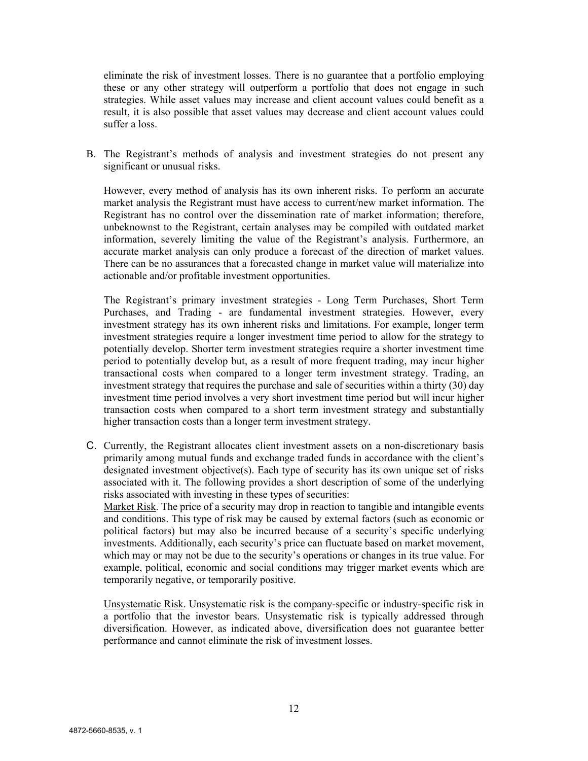eliminate the risk of investment losses. There is no guarantee that a portfolio employing these or any other strategy will outperform a portfolio that does not engage in such strategies. While asset values may increase and client account values could benefit as a result, it is also possible that asset values may decrease and client account values could suffer a loss.

B. The Registrant's methods of analysis and investment strategies do not present any significant or unusual risks.

However, every method of analysis has its own inherent risks. To perform an accurate market analysis the Registrant must have access to current/new market information. The Registrant has no control over the dissemination rate of market information; therefore, unbeknownst to the Registrant, certain analyses may be compiled with outdated market information, severely limiting the value of the Registrant's analysis. Furthermore, an accurate market analysis can only produce a forecast of the direction of market values. There can be no assurances that a forecasted change in market value will materialize into actionable and/or profitable investment opportunities.

The Registrant's primary investment strategies - Long Term Purchases, Short Term Purchases, and Trading - are fundamental investment strategies. However, every investment strategy has its own inherent risks and limitations. For example, longer term investment strategies require a longer investment time period to allow for the strategy to potentially develop. Shorter term investment strategies require a shorter investment time period to potentially develop but, as a result of more frequent trading, may incur higher transactional costs when compared to a longer term investment strategy. Trading, an investment strategy that requires the purchase and sale of securities within a thirty (30) day investment time period involves a very short investment time period but will incur higher transaction costs when compared to a short term investment strategy and substantially higher transaction costs than a longer term investment strategy.

C. Currently, the Registrant allocates client investment assets on a non-discretionary basis primarily among mutual funds and exchange traded funds in accordance with the client's designated investment objective(s). Each type of security has its own unique set of risks associated with it. The following provides a short description of some of the underlying risks associated with investing in these types of securities:

<u>Market Risk</u>. The price of a security may drop in reaction to tangible and intangible events and conditions. This type of risk may be caused by external factors (such as economic or political factors) but may also be incurred because of a security's specific underlying investments. Additionally, each security's price can fluctuate based on market movement, which may or may not be due to the security's operations or changes in its true value. For example, political, economic and social conditions may trigger market events which are temporarily negative, or temporarily positive.

<u>Unsystematic Risk</u>. Unsystematic risk is the company-specific or industry-specific risk in a portfolio that the investor bears. Unsystematic risk is typically addressed through diversification. However, as indicated above, diversification does not guarantee better performance and cannot eliminate the risk of investment losses.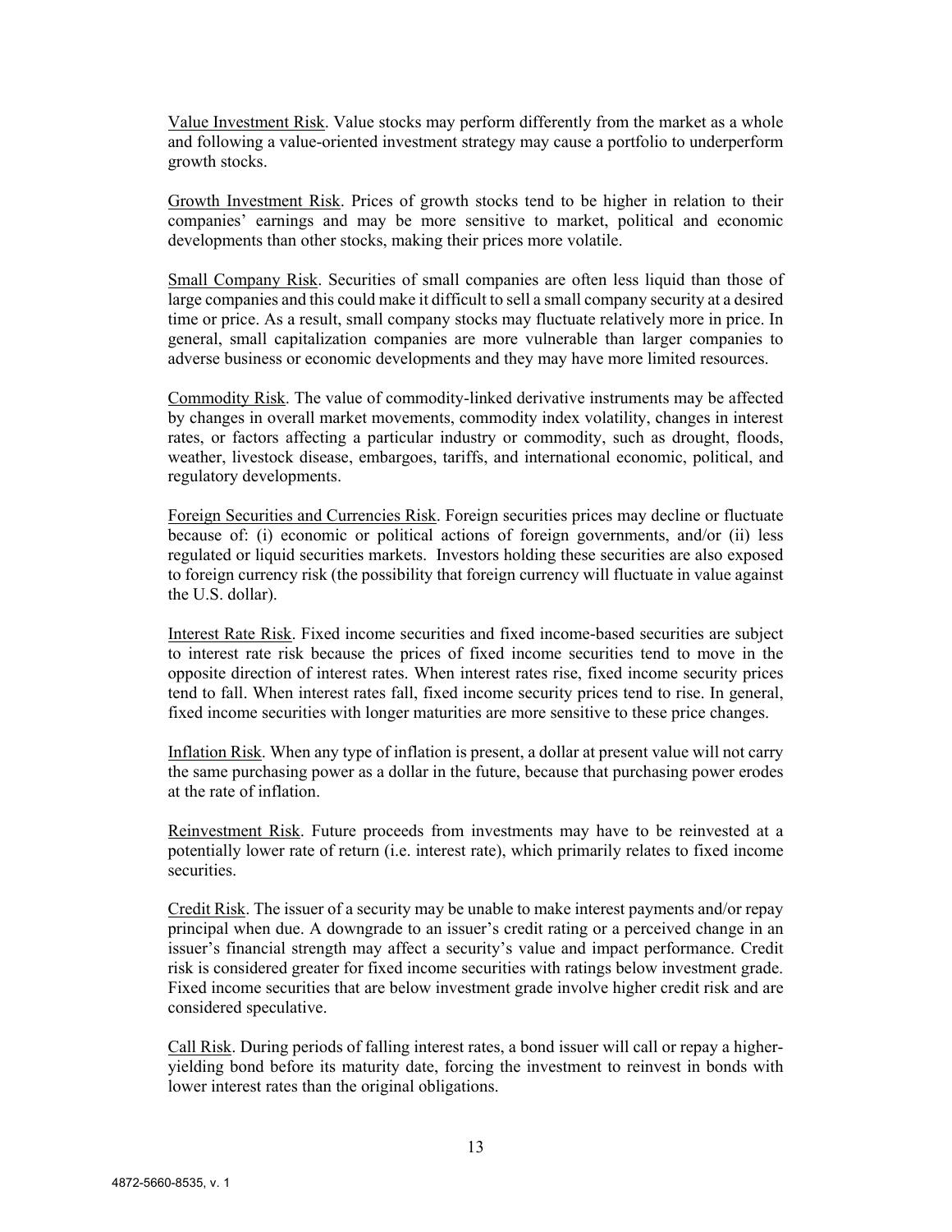Value Investment Risk. Value stocks may perform differently from the market as a whole and following a value-oriented investment strategy may cause a portfolio to underperform growth stocks.

Growth Investment Risk. Prices of growth stocks tend to be higher in relation to their companies' earnings and may be more sensitive to market, political and economic developments than other stocks, making their prices more volatile.

Small Company Risk. Securities of small companies are often less liquid than those of large companies and this could make it difficult to sell a small company security at a desired time or price. As a result, small company stocks may fluctuate relatively more in price. In general, small capitalization companies are more vulnerable than larger companies to adverse business or economic developments and they may have more limited resources.

Commodity Risk. The value of commodity-linked derivative instruments may be affected by changes in overall market movements, commodity index volatility, changes in interest rates, or factors affecting a particular industry or commodity, such as drought, floods, weather, livestock disease, embargoes, tariffs, and international economic, political, and regulatory developments.

Foreign Securities and Currencies Risk. Foreign securities prices may decline or fluctuate because of: (i) economic or political actions of foreign governments, and/or (ii) less regulated or liquid securities markets. Investors holding these securities are also exposed to foreign currency risk (the possibility that foreign currency will fluctuate in value against the U.S. dollar).

Interest Rate Risk. Fixed income securities and fixed income-based securities are subject to interest rate risk because the prices of fixed income securities tend to move in the opposite direction of interest rates. When interest rates rise, fixed income security prices tend to fall. When interest rates fall, fixed income security prices tend to rise. In general, fixed income securities with longer maturities are more sensitive to these price changes.

Inflation Risk. When any type of inflation is present, a dollar at present value will not carry the same purchasing power as a dollar in the future, because that purchasing power erodes at the rate of inflation.

Reinvestment Risk. Future proceeds from investments may have to be reinvested at a potentially lower rate of return (i.e. interest rate), which primarily relates to fixed income securities.

Credit Risk. The issuer of a security may be unable to make interest payments and/or repay principal when due. A downgrade to an issuer's credit rating or a perceived change in an issuer's financial strength may affect a security's value and impact performance. Credit risk is considered greater for fixed income securities with ratings below investment grade. Fixed income securities that are below investment grade involve higher credit risk and are considered speculative.

Call Risk. During periods of falling interest rates, a bond issuer will call or repay a higher-yielding bond before its maturity date, forcing the investment to reinvest in bonds with lower interest rates than the original obligations.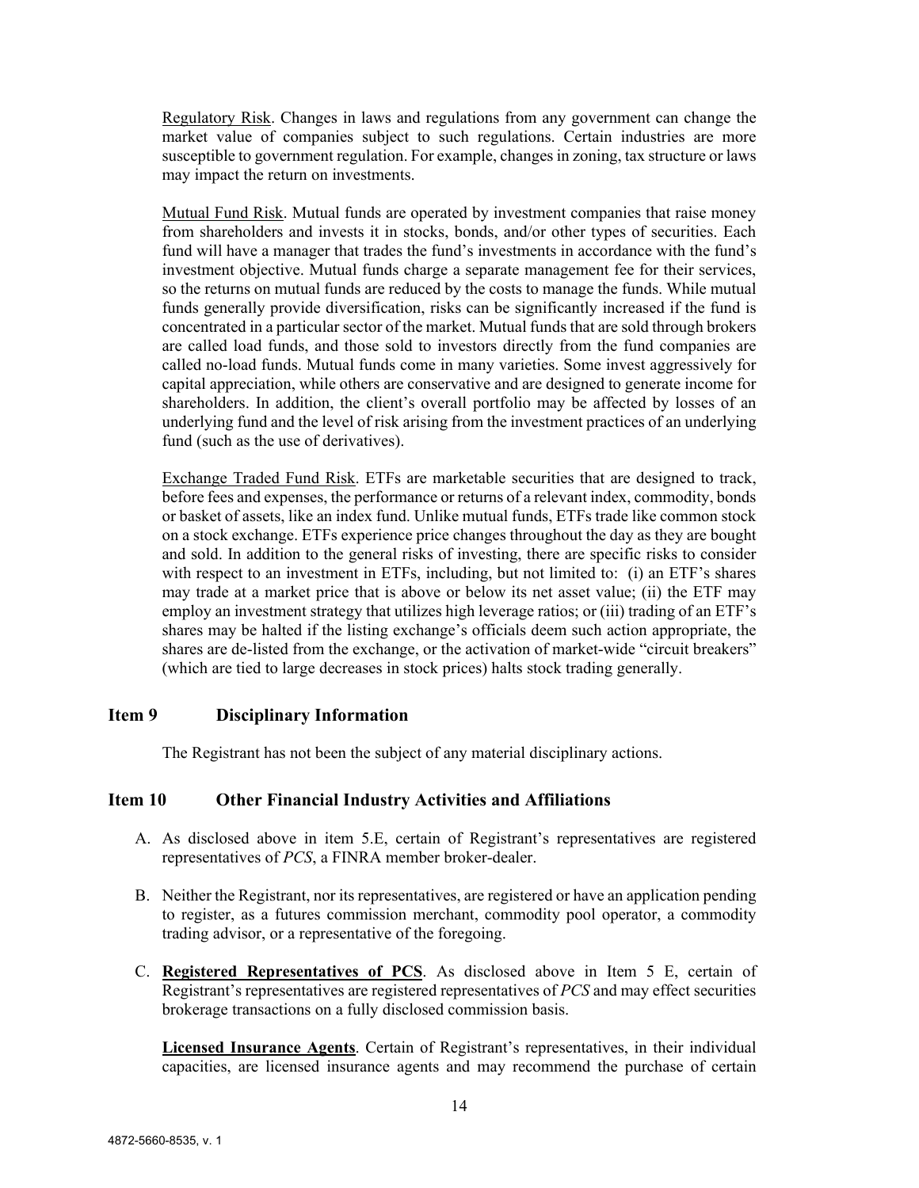Regulatory Risk. Changes in laws and regulations from any government can change the market value of companies subject to such regulations. Certain industries are more susceptible to government regulation. For example, changes in zoning, tax structure or laws may impact the return on investments.

Mutual Fund Risk. Mutual funds are operated by investment companies that raise money from shareholders and invests it in stocks, bonds, and/or other types of securities. Each fund will have a manager that trades the fund's investments in accordance with the fund's investment objective. Mutual funds charge a separate management fee for their services, so the returns on mutual funds are reduced by the costs to manage the funds. While mutual funds generally provide diversification, risks can be significantly increased if the fund is concentrated in a particular sector of the market. Mutual funds that are sold through brokers are called load funds, and those sold to investors directly from the fund companies are called no-load funds. Mutual funds come in many varieties. Some invest aggressively for capital appreciation, while others are conservative and are designed to generate income for shareholders. In addition, the client's overall portfolio may be affected by losses of an underlying fund and the level of risk arising from the investment practices of an underlying fund (such as the use of derivatives).

Exchange Traded Fund Risk. ETFs are marketable securities that are designed to track, before fees and expenses, the performance or returns of a relevant index, commodity, bonds or basket of assets, like an index fund. Unlike mutual funds, ETFs trade like common stock on a stock exchange. ETFs experience price changes throughout the day as they are bought and sold. In addition to the general risks of investing, there are specific risks to consider with respect to an investment in ETFs, including, but not limited to: (i) an ETF's shares may trade at a market price that is above or below its net asset value; (ii) the ETF may employ an investment strategy that utilizes high leverage ratios; or (iii) trading of an ETF's shares may be halted if the listing exchange's officials deem such action appropriate, the shares are de-listed from the exchange, or the activation of market-wide "circuit breakers" (which are tied to large decreases in stock prices) halts stock trading generally.

## Item 9 Disciplinary Information

The Registrant has not been the subject of any material disciplinary actions.

## Item 10 Other Financial Industry Activities and Affiliations

A. As disclosed above in item 5.E, certain of Registrant's representatives are registered representatives of *PCS*, a FINRA member broker-dealer.

B. Neither the Registrant, nor its representatives, are registered or have an application pending to register, as a futures commission merchant, commodity pool operator, a commodity trading advisor, or a representative of the foregoing.

C. **Registered Representatives of PCS**. As disclosed above in Item 5 E, certain of Registrant's representatives are registered representatives of *PCS* and may effect securities brokerage transactions on a fully disclosed commission basis.

**Licensed Insurance Agents**. Certain of Registrant's representatives, in their individual capacities, are licensed insurance agents and may recommend the purchase of certain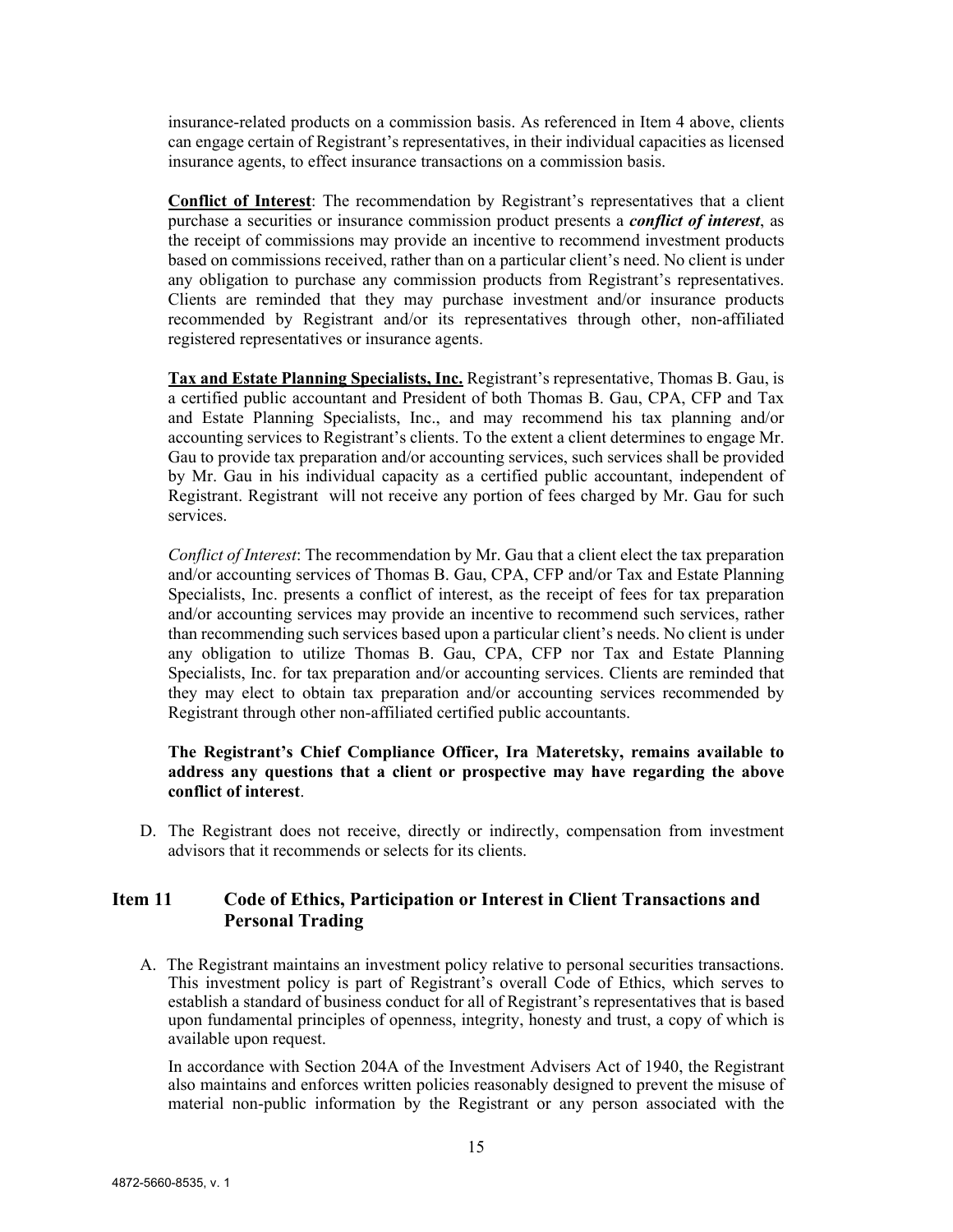insurance-related products on a commission basis. As referenced in Item 4 above, clients can engage certain of Registrant's representatives, in their individual capacities as licensed insurance agents, to effect insurance transactions on a commission basis.

**Conflict of Interest**: The recommendation by Registrant's representatives that a client purchase a securities or insurance commission product presents a ***conflict of interest***, as the receipt of commissions may provide an incentive to recommend investment products based on commissions received, rather than on a particular client's need. No client is under any obligation to purchase any commission products from Registrant's representatives. Clients are reminded that they may purchase investment and/or insurance products recommended by Registrant and/or its representatives through other, non-affiliated registered representatives or insurance agents.

**Tax and Estate Planning Specialists, Inc.** Registrant's representative, Thomas B. Gau, is a certified public accountant and President of both Thomas B. Gau, CPA, CFP and Tax and Estate Planning Specialists, Inc., and may recommend his tax planning and/or accounting services to Registrant's clients. To the extent a client determines to engage Mr. Gau to provide tax preparation and/or accounting services, such services shall be provided by Mr. Gau in his individual capacity as a certified public accountant, independent of Registrant. Registrant will not receive any portion of fees charged by Mr. Gau for such services.

*Conflict of Interest*: The recommendation by Mr. Gau that a client elect the tax preparation and/or accounting services of Thomas B. Gau, CPA, CFP and/or Tax and Estate Planning Specialists, Inc. presents a conflict of interest, as the receipt of fees for tax preparation and/or accounting services may provide an incentive to recommend such services, rather than recommending such services based upon a particular client's needs. No client is under any obligation to utilize Thomas B. Gau, CPA, CFP nor Tax and Estate Planning Specialists, Inc. for tax preparation and/or accounting services. Clients are reminded that they may elect to obtain tax preparation and/or accounting services recommended by Registrant through other non-affiliated certified public accountants.

**The Registrant's Chief Compliance Officer, Ira Materetsky, remains available to address any questions that a client or prospective may have regarding the above conflict of interest**.

D. The Registrant does not receive, directly or indirectly, compensation from investment advisors that it recommends or selects for its clients.

## Item 11 Code of Ethics, Participation or Interest in Client Transactions and Personal Trading

A. The Registrant maintains an investment policy relative to personal securities transactions. This investment policy is part of Registrant's overall Code of Ethics, which serves to establish a standard of business conduct for all of Registrant's representatives that is based upon fundamental principles of openness, integrity, honesty and trust, a copy of which is available upon request.

In accordance with Section 204A of the Investment Advisers Act of 1940, the Registrant also maintains and enforces written policies reasonably designed to prevent the misuse of material non-public information by the Registrant or any person associated with the

4872-5660-8535, v. 1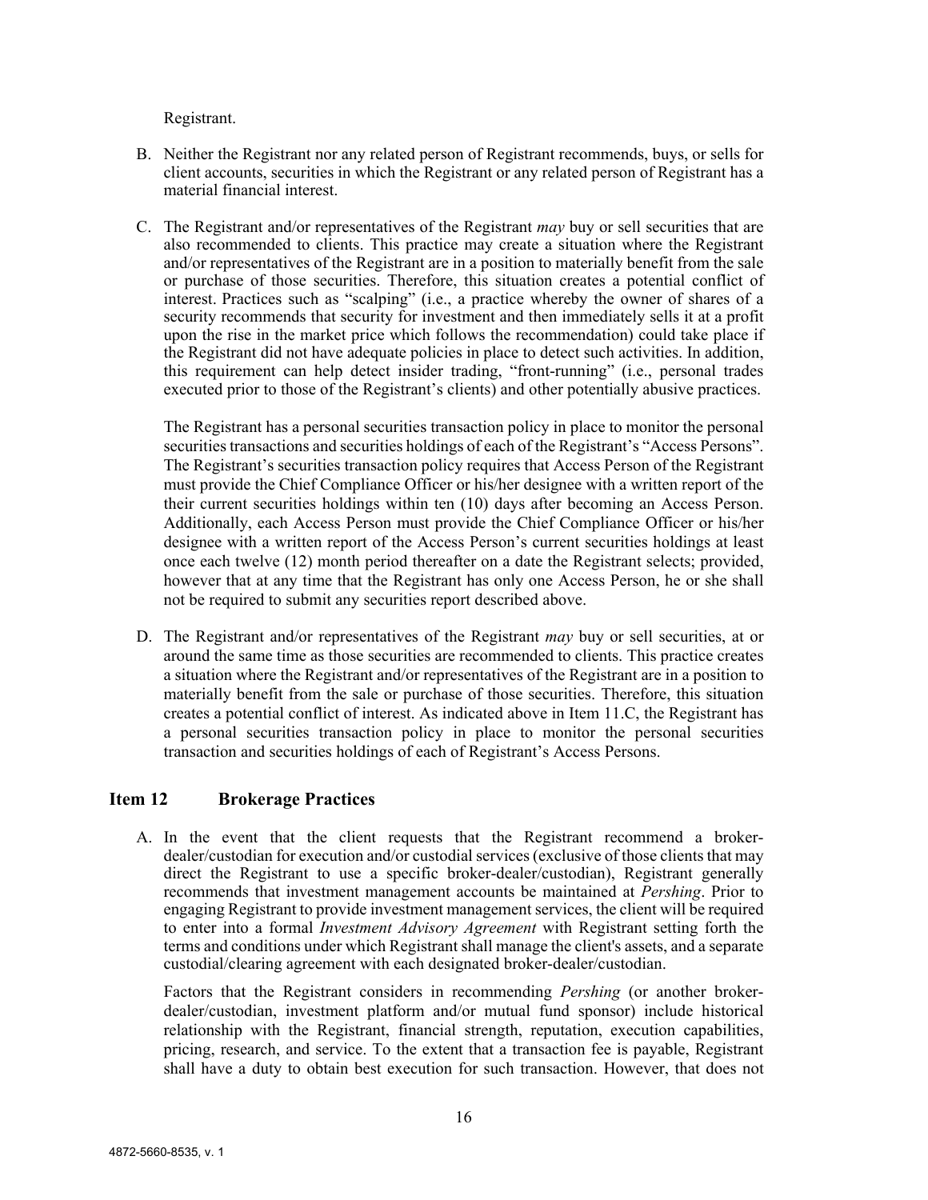Registrant.

B. Neither the Registrant nor any related person of Registrant recommends, buys, or sells for client accounts, securities in which the Registrant or any related person of Registrant has a material financial interest.

C. The Registrant and/or representatives of the Registrant *may* buy or sell securities that are also recommended to clients. This practice may create a situation where the Registrant and/or representatives of the Registrant are in a position to materially benefit from the sale or purchase of those securities. Therefore, this situation creates a potential conflict of interest. Practices such as "scalping" (i.e., a practice whereby the owner of shares of a security recommends that security for investment and then immediately sells it at a profit upon the rise in the market price which follows the recommendation) could take place if the Registrant did not have adequate policies in place to detect such activities. In addition, this requirement can help detect insider trading, "front-running" (i.e., personal trades executed prior to those of the Registrant's clients) and other potentially abusive practices.

   The Registrant has a personal securities transaction policy in place to monitor the personal securities transactions and securities holdings of each of the Registrant's "Access Persons". The Registrant's securities transaction policy requires that Access Person of the Registrant must provide the Chief Compliance Officer or his/her designee with a written report of the their current securities holdings within ten (10) days after becoming an Access Person. Additionally, each Access Person must provide the Chief Compliance Officer or his/her designee with a written report of the Access Person's current securities holdings at least once each twelve (12) month period thereafter on a date the Registrant selects; provided, however that at any time that the Registrant has only one Access Person, he or she shall not be required to submit any securities report described above.

D. The Registrant and/or representatives of the Registrant *may* buy or sell securities, at or around the same time as those securities are recommended to clients. This practice creates a situation where the Registrant and/or representatives of the Registrant are in a position to materially benefit from the sale or purchase of those securities. Therefore, this situation creates a potential conflict of interest. As indicated above in Item 11.C, the Registrant has a personal securities transaction policy in place to monitor the personal securities transaction and securities holdings of each of Registrant's Access Persons.

## Item 12 Brokerage Practices

A. In the event that the client requests that the Registrant recommend a broker-dealer/custodian for execution and/or custodial services (exclusive of those clients that may direct the Registrant to use a specific broker-dealer/custodian), Registrant generally recommends that investment management accounts be maintained at *Pershing*. Prior to engaging Registrant to provide investment management services, the client will be required to enter into a formal *Investment Advisory Agreement* with Registrant setting forth the terms and conditions under which Registrant shall manage the client's assets, and a separate custodial/clearing agreement with each designated broker-dealer/custodian.

   Factors that the Registrant considers in recommending *Pershing* (or another broker-dealer/custodian, investment platform and/or mutual fund sponsor) include historical relationship with the Registrant, financial strength, reputation, execution capabilities, pricing, research, and service. To the extent that a transaction fee is payable, Registrant shall have a duty to obtain best execution for such transaction. However, that does not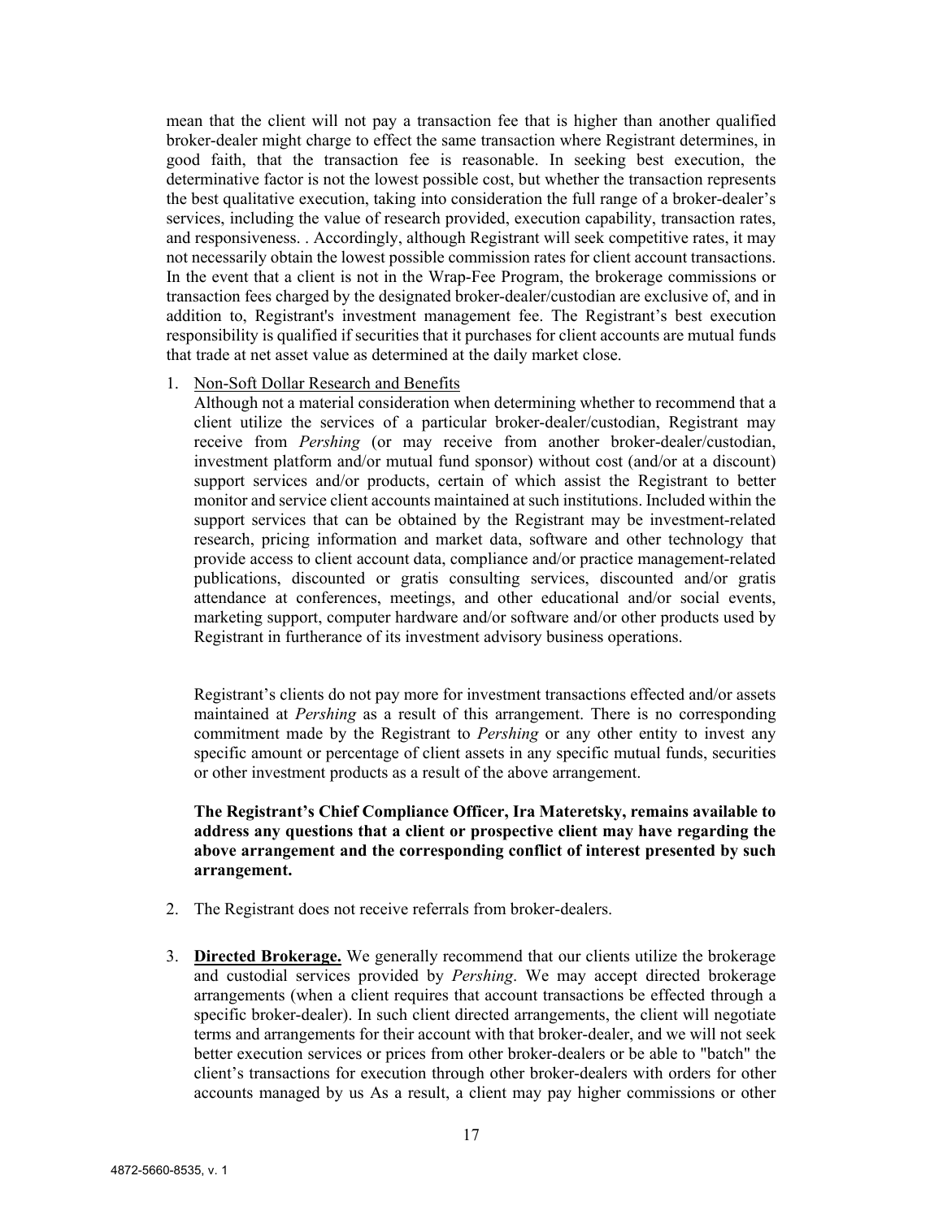mean that the client will not pay a transaction fee that is higher than another qualified broker-dealer might charge to effect the same transaction where Registrant determines, in good faith, that the transaction fee is reasonable. In seeking best execution, the determinative factor is not the lowest possible cost, but whether the transaction represents the best qualitative execution, taking into consideration the full range of a broker-dealer's services, including the value of research provided, execution capability, transaction rates, and responsiveness. . Accordingly, although Registrant will seek competitive rates, it may not necessarily obtain the lowest possible commission rates for client account transactions. In the event that a client is not in the Wrap-Fee Program, the brokerage commissions or transaction fees charged by the designated broker-dealer/custodian are exclusive of, and in addition to, Registrant's investment management fee. The Registrant's best execution responsibility is qualified if securities that it purchases for client accounts are mutual funds that trade at net asset value as determined at the daily market close.

1. Non-Soft Dollar Research and Benefits
   Although not a material consideration when determining whether to recommend that a client utilize the services of a particular broker-dealer/custodian, Registrant may receive from *Pershing* (or may receive from another broker-dealer/custodian, investment platform and/or mutual fund sponsor) without cost (and/or at a discount) support services and/or products, certain of which assist the Registrant to better monitor and service client accounts maintained at such institutions. Included within the support services that can be obtained by the Registrant may be investment-related research, pricing information and market data, software and other technology that provide access to client account data, compliance and/or practice management-related publications, discounted or gratis consulting services, discounted and/or gratis attendance at conferences, meetings, and other educational and/or social events, marketing support, computer hardware and/or software and/or other products used by Registrant in furtherance of its investment advisory business operations.

   Registrant's clients do not pay more for investment transactions effected and/or assets maintained at *Pershing* as a result of this arrangement. There is no corresponding commitment made by the Registrant to *Pershing* or any other entity to invest any specific amount or percentage of client assets in any specific mutual funds, securities or other investment products as a result of the above arrangement.

   **The Registrant's Chief Compliance Officer, Ira Materetsky, remains available to address any questions that a client or prospective client may have regarding the above arrangement and the corresponding conflict of interest presented by such arrangement.**

2. The Registrant does not receive referrals from broker-dealers.

3. **Directed Brokerage.** We generally recommend that our clients utilize the brokerage and custodial services provided by *Pershing*. We may accept directed brokerage arrangements (when a client requires that account transactions be effected through a specific broker-dealer). In such client directed arrangements, the client will negotiate terms and arrangements for their account with that broker-dealer, and we will not seek better execution services or prices from other broker-dealers or be able to "batch" the client's transactions for execution through other broker-dealers with orders for other accounts managed by us As a result, a client may pay higher commissions or other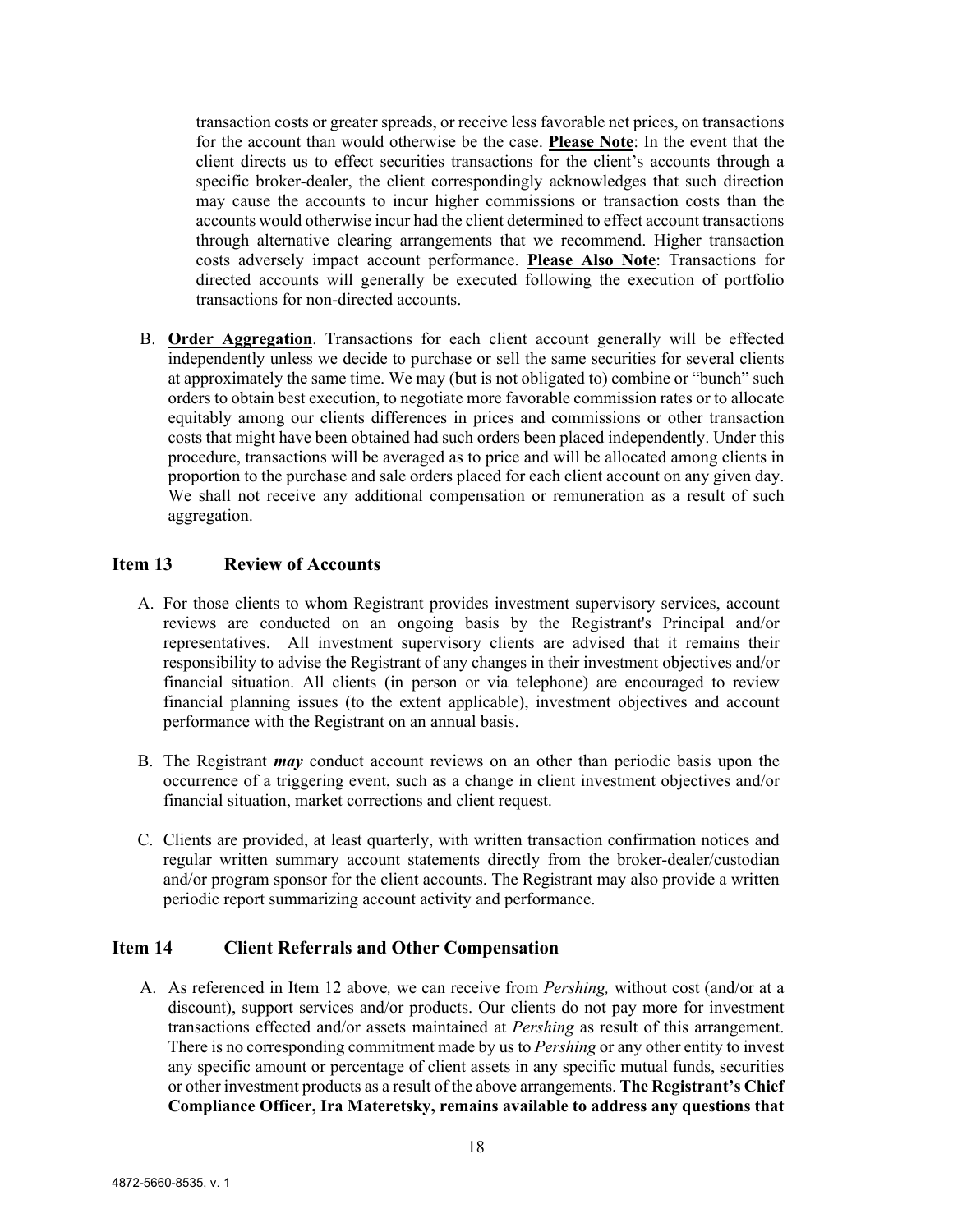transaction costs or greater spreads, or receive less favorable net prices, on transactions for the account than would otherwise be the case. **Please Note**: In the event that the client directs us to effect securities transactions for the client's accounts through a specific broker-dealer, the client correspondingly acknowledges that such direction may cause the accounts to incur higher commissions or transaction costs than the accounts would otherwise incur had the client determined to effect account transactions through alternative clearing arrangements that we recommend. Higher transaction costs adversely impact account performance. **Please Also Note**: Transactions for directed accounts will generally be executed following the execution of portfolio transactions for non-directed accounts.

B. **Order Aggregation**. Transactions for each client account generally will be effected independently unless we decide to purchase or sell the same securities for several clients at approximately the same time. We may (but is not obligated to) combine or "bunch" such orders to obtain best execution, to negotiate more favorable commission rates or to allocate equitably among our clients differences in prices and commissions or other transaction costs that might have been obtained had such orders been placed independently. Under this procedure, transactions will be averaged as to price and will be allocated among clients in proportion to the purchase and sale orders placed for each client account on any given day. We shall not receive any additional compensation or remuneration as a result of such aggregation.

## Item 13 Review of Accounts

A. For those clients to whom Registrant provides investment supervisory services, account reviews are conducted on an ongoing basis by the Registrant's Principal and/or representatives. All investment supervisory clients are advised that it remains their responsibility to advise the Registrant of any changes in their investment objectives and/or financial situation. All clients (in person or via telephone) are encouraged to review financial planning issues (to the extent applicable), investment objectives and account performance with the Registrant on an annual basis.

B. The Registrant ***may*** conduct account reviews on an other than periodic basis upon the occurrence of a triggering event, such as a change in client investment objectives and/or financial situation, market corrections and client request.

C. Clients are provided, at least quarterly, with written transaction confirmation notices and regular written summary account statements directly from the broker-dealer/custodian and/or program sponsor for the client accounts. The Registrant may also provide a written periodic report summarizing account activity and performance.

## Item 14 Client Referrals and Other Compensation

A. As referenced in Item 12 above*,* we can receive from *Pershing,* without cost (and/or at a discount), support services and/or products. Our clients do not pay more for investment transactions effected and/or assets maintained at *Pershing* as result of this arrangement. There is no corresponding commitment made by us to *Pershing* or any other entity to invest any specific amount or percentage of client assets in any specific mutual funds, securities or other investment products as a result of the above arrangements. **The Registrant's Chief Compliance Officer, Ira Materetsky, remains available to address any questions that**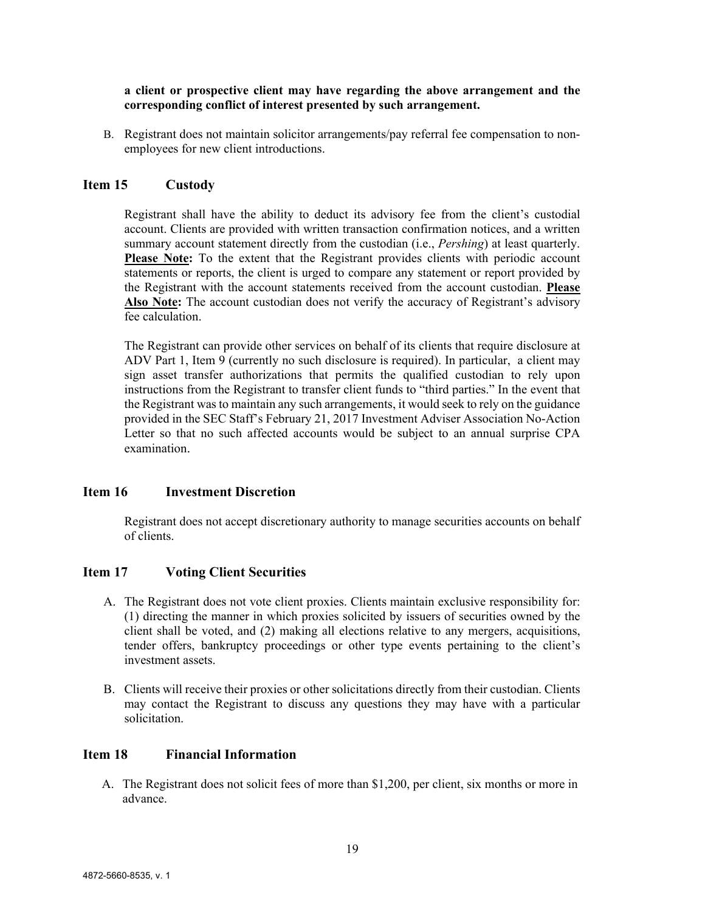**a client or prospective client may have regarding the above arrangement and the corresponding conflict of interest presented by such arrangement.**

B. Registrant does not maintain solicitor arrangements/pay referral fee compensation to non-employees for new client introductions.

## Item 15 Custody

Registrant shall have the ability to deduct its advisory fee from the client's custodial account. Clients are provided with written transaction confirmation notices, and a written summary account statement directly from the custodian (i.e., *Pershing*) at least quarterly. **Please Note:** To the extent that the Registrant provides clients with periodic account statements or reports, the client is urged to compare any statement or report provided by the Registrant with the account statements received from the account custodian. **Please Also Note:** The account custodian does not verify the accuracy of Registrant's advisory fee calculation.

The Registrant can provide other services on behalf of its clients that require disclosure at ADV Part 1, Item 9 (currently no such disclosure is required). In particular, a client may sign asset transfer authorizations that permits the qualified custodian to rely upon instructions from the Registrant to transfer client funds to "third parties." In the event that the Registrant was to maintain any such arrangements, it would seek to rely on the guidance provided in the SEC Staff's February 21, 2017 Investment Adviser Association No-Action Letter so that no such affected accounts would be subject to an annual surprise CPA examination.

## Item 16 Investment Discretion

Registrant does not accept discretionary authority to manage securities accounts on behalf of clients.

## Item 17 Voting Client Securities

A. The Registrant does not vote client proxies. Clients maintain exclusive responsibility for: (1) directing the manner in which proxies solicited by issuers of securities owned by the client shall be voted, and (2) making all elections relative to any mergers, acquisitions, tender offers, bankruptcy proceedings or other type events pertaining to the client's investment assets.

B. Clients will receive their proxies or other solicitations directly from their custodian. Clients may contact the Registrant to discuss any questions they may have with a particular solicitation.

## Item 18 Financial Information

A. The Registrant does not solicit fees of more than $1,200, per client, six months or more in advance.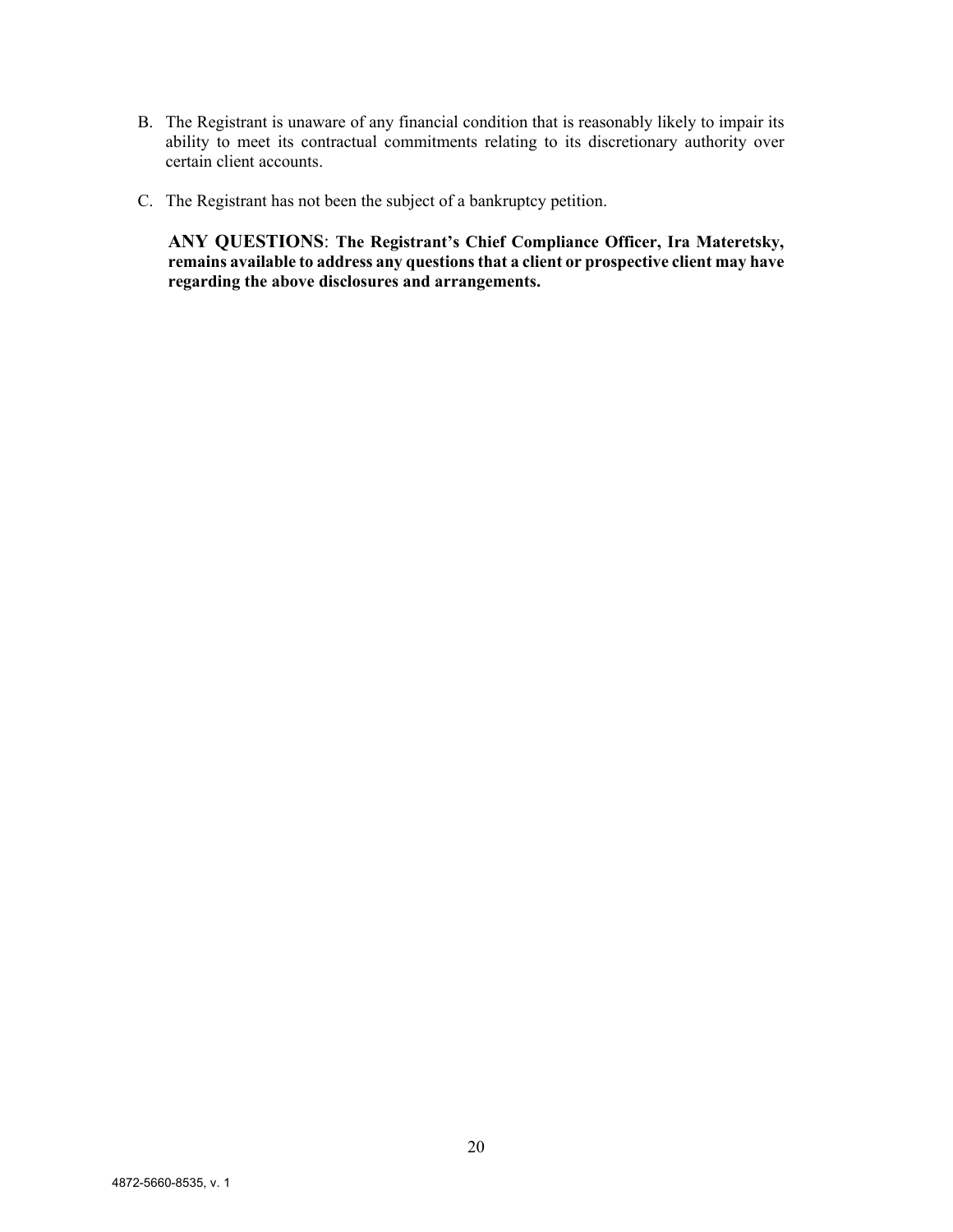B. The Registrant is unaware of any financial condition that is reasonably likely to impair its ability to meet its contractual commitments relating to its discretionary authority over certain client accounts.

C. The Registrant has not been the subject of a bankruptcy petition.

**ANY QUESTIONS**: **The Registrant's Chief Compliance Officer, Ira Materetsky, remains available to address any questions that a client or prospective client may have regarding the above disclosures and arrangements.**